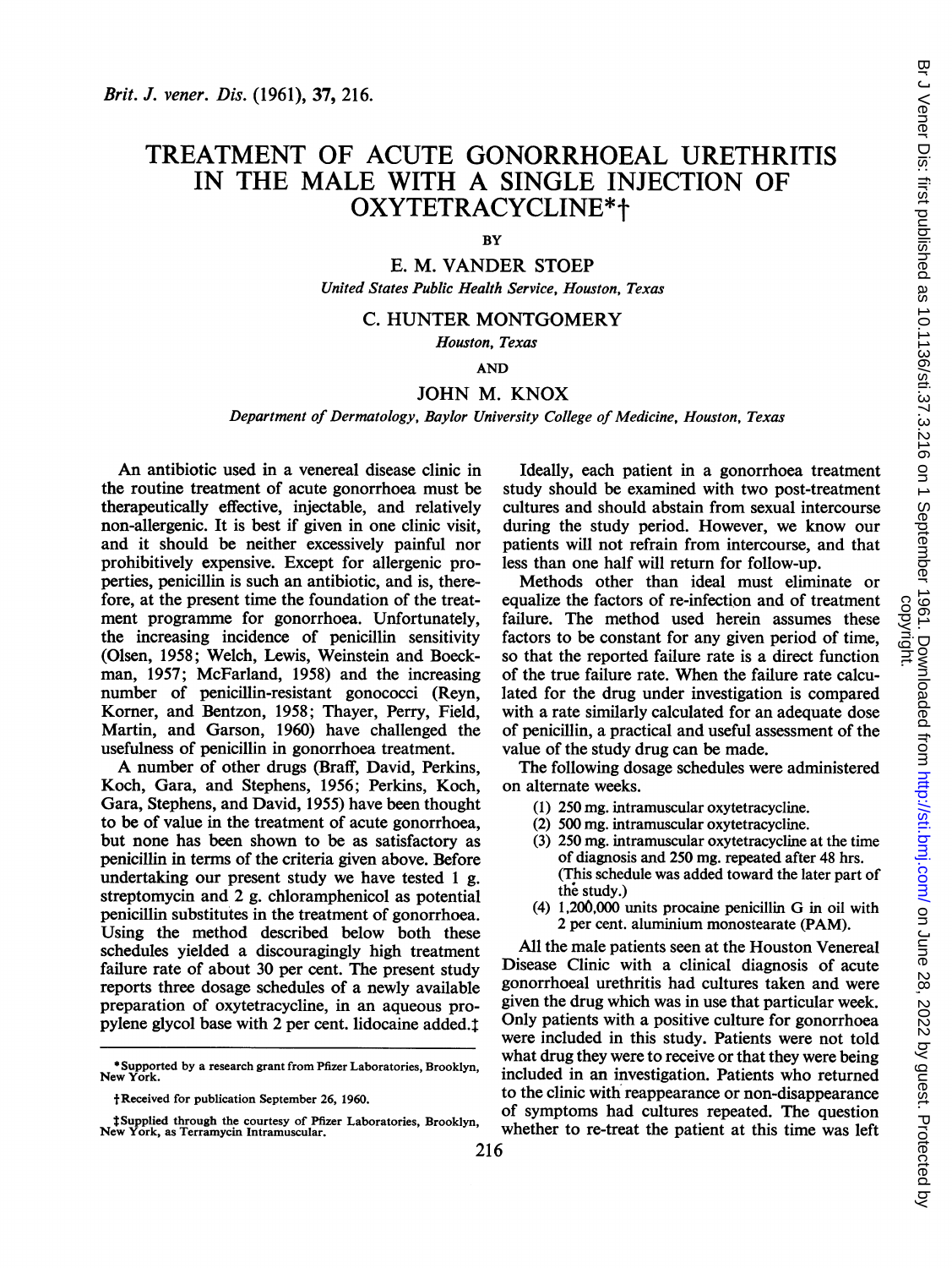# TREATMENT OF ACUTE GONORRHOEAL URETHRITIS IN THE MALE WITH A SINGLE INJECTION OF OXYTETRACYCLINE*†

BY

E. M. VANDER STOEP

*United States Public Health Service, Houston, Texas*

C. HUNTER MONTGOMERY

*Houston, Texas*

AND

JOHN M. KNOX

*Department of Dermatology, Baylor University College of Medicine, Houston, Texas*

An antibiotic used in a venereal disease clinic in the routine treatment of acute gonorrhoea must be therapeutically effective, injectable, and relatively non-allergenic. It is best if given in one clinic visit, and it should be neither excessively painful nor prohibitively expensive. Except for allergenic properties, penicillin is such an antibiotic, and is, therefore, at the present time the foundation of the treatment programme for gonorrhoea. Unfortunately, the increasing incidence of penicillin sensitivity (Olsen, 1958; Welch, Lewis, Weinstein and Boeckman, 1957; McFarland, 1958) and the increasing number of penicillin-resistant gonococci (Reyn, Korner, and Bentzon, 1958; Thayer, Perry, Field, Martin, and Garson, 1960) have challenged the usefulness of penicillin in gonorrhoea treatment.

A number of other drugs (Braff, David, Perkins, Koch, Gara, and Stephens, 1956; Perkins, Koch, Gara, Stephens, and David, 1955) have been thought to be of value in the treatment of acute gonorrhoea, but none has been shown to be as satisfactory as penicillin in terms of the criteria given above. Before undertaking our present study we have tested 1 g. streptomycin and 2 g. chloramphenicol as potential penicillin substitutes in the treatment of gonorrhoea. Using the method described below both these schedules yielded a discouragingly high treatment failure rate of about 30 per cent. The present study reports three dosage schedules of a newly available preparation of oxytetracycline, in an aqueous propylene glycol base with 2 per cent. lidocaine added.‡

Ideally, each patient in a gonorrhoea treatment study should be examined with two post-treatment cultures and should abstain from sexual intercourse during the study period. However, we know our patients will not refrain from intercourse, and that less than one half will return for follow-up.

Methods other than ideal must eliminate or equalize the factors of re-infection and of treatment failure. The method used herein assumes these factors to be constant for any given period of time, so that the reported failure rate is a direct function of the true failure rate. When the failure rate calculated for the drug under investigation is compared with a rate similarly calculated for an adequate dose of penicillin, a practical and useful assessment of the value of the study drug can be made.

The following dosage schedules were administered on alternate weeks.

(1) 250 mg. intramuscular oxytetracycline.
(2) 500 mg. intramuscular oxytetracycline.
(3) 250 mg. intramuscular oxytetracycline at the time of diagnosis and 250 mg. repeated after 48 hrs. (This schedule was added toward the later part of the study.)
(4) 1,200,000 units procaine penicillin G in oil with 2 per cent. aluminium monostearate (PAM).

All the male patients seen at the Houston Venereal Disease Clinic with a clinical diagnosis of acute gonorrhoeal urethritis had cultures taken and were given the drug which was in use that particular week. Only patients with a positive culture for gonorrhoea were included in this study. Patients were not told what drug they were to receive or that they were being included in an investigation. Patients who returned to the clinic with reappearance or non-disappearance of symptoms had cultures repeated. The question whether to re-treat the patient at this time was left

*Supported by a research grant from Pfizer Laboratories, Brooklyn, New York.

†Received for publication September 26, 1960.

‡Supplied through the courtesy of Pfizer Laboratories, Brooklyn, New York, as Terramycin Intramuscular.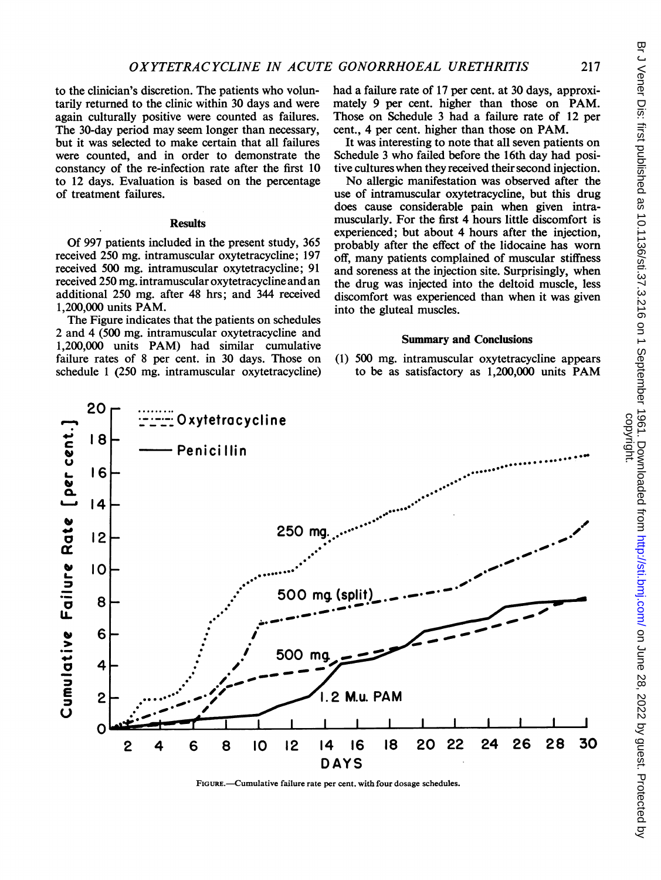to the clinician's discretion. The patients who voluntarily returned to the clinic within 30 days and were again culturally positive were counted as failures. The 30-day period may seem longer than necessary, but it was selected to make certain that all failures were counted, and in order to demonstrate the constancy of the re-infection rate after the first 10 to 12 days. Evaluation is based on the percentage of treatment failures.

## Results

Of 997 patients included in the present study, 365 received 250 mg. intramuscular oxytetracycline; 197 received 500 mg. intramuscular oxytetracycline; 91 received 250 mg. intramuscular oxytetracycline and an additional 250 mg. after 48 hrs; and 344 received 1,200,000 units PAM.

The Figure indicates that the patients on schedules 2 and 4 (500 mg. intramuscular oxytetracycline and 1,200,000 units PAM) had similar cumulative failure rates of 8 per cent. in 30 days. Those on schedule 1 (250 mg. intramuscular oxytetracycline) had a failure rate of 17 per cent. at 30 days, approximately 9 per cent. higher than those on PAM. Those on Schedule 3 had a failure rate of 12 per cent., 4 per cent. higher than those on PAM.

It was interesting to note that all seven patients on Schedule 3 who failed before the 16th day had positive cultures when they received their second injection.

No allergic manifestation was observed after the use of intramuscular oxytetracycline, but this drug does cause considerable pain when given intramuscularly. For the first 4 hours little discomfort is experienced; but about 4 hours after the injection, probably after the effect of the lidocaine has worn off, many patients complained of muscular stiffness and soreness at the injection site. Surprisingly, when the drug was injected into the deltoid muscle, less discomfort was experienced than when it was given into the gluteal muscles.

## Summary and Conclusions

(1) 500 mg. intramuscular oxytetracycline appears to be as satisfactory as 1,200,000 units PAM

FIGURE.—Cumulative failure rate per cent. with four dosage schedules.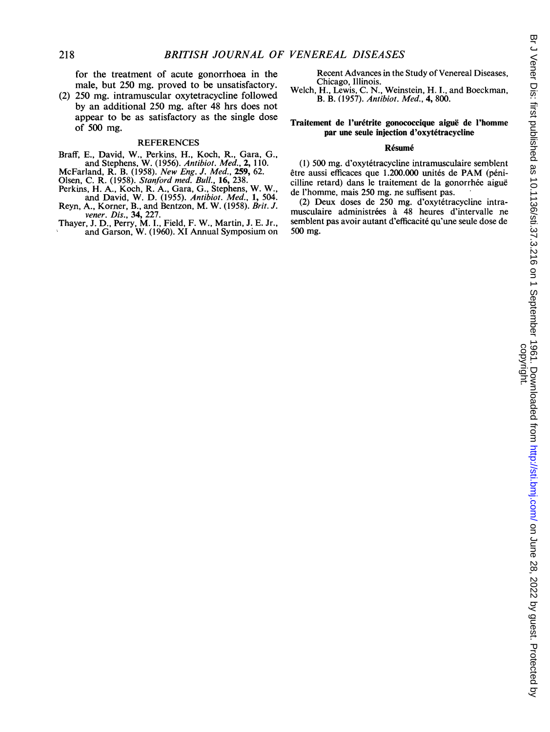for the treatment of acute gonorrhoea in the male, but 250 mg. proved to be unsatisfactory.

(2) 250 mg. intramuscular oxytetracycline followed by an additional 250 mg. after 48 hrs does not appear to be as satisfactory as the single dose of 500 mg.

## REFERENCES

Braff, E., David, W., Perkins, H., Koch, R., Gara, G., and Stephens, W. (1956). *Antibiot. Med.*, **2**, 110.

McFarland, R. B. (1958). *New Eng. J. Med.*, **259**, 62.

Olsen, C. R. (1958). *Stanford med. Bull.*, **16**, 238.

Perkins, H. A., Koch, R. A., Gara, G., Stephens, W. W., and David, W. D. (1955). *Antibiot. Med.*, **1**, 504.

Reyn, A., Korner, B., and Bentzon, M. W. (1958). *Brit. J. vener. Dis.*, **34**, 227.

Thayer, J. D., Perry, M. I., Field, F. W., Martin, J. E. Jr., and Garson, W. (1960). XI Annual Symposium on Recent Advances in the Study of Venereal Diseases, Chicago, Illinois.

Welch, H., Lewis, C. N., Weinstein, H. I., and Boeckman, B. B. (1957). *Antibiot. Med.*, **4**, 800.

## Traitement de l'urétrite gonococcique aiguë de l'homme par une seule injection d'oxytétracycline

### Résumé

(1) 500 mg. d'oxytétracycline intramusculaire semblent être aussi efficaces que 1.200.000 unités de PAM (pénicilline retard) dans le traitement de la gonorrhée aiguë de l'homme, mais 250 mg. ne suffisent pas.

(2) Deux doses de 250 mg. d'oxytétracycline intramusculaire administrées à 48 heures d'intervalle ne semblent pas avoir autant d'efficacité qu'une seule dose de 500 mg.